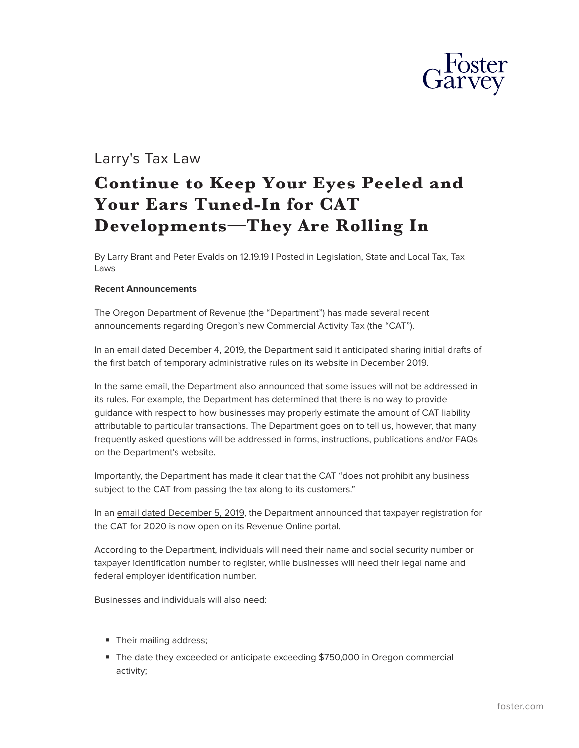Larry's Tax Law

# Continue to Keep Your Eyes Peeled and Your Ears Tuned-In for CAT Developments—They Are Rolling In

By Larry Brant and Peter Evalds on 12.19.19 | Posted in Legislation, State and Local Tax, Tax Laws

**Recent Announcements**

The Oregon Department of Revenue (the "Department") has made several recent announcements regarding Oregon's new Commercial Activity Tax (the "CAT").

In an email dated December 4, 2019, the Department said it anticipated sharing initial drafts of the first batch of temporary administrative rules on its website in December 2019.

In the same email, the Department also announced that some issues will not be addressed in its rules. For example, the Department has determined that there is no way to provide guidance with respect to how businesses may properly estimate the amount of CAT liability attributable to particular transactions. The Department goes on to tell us, however, that many frequently asked questions will be addressed in forms, instructions, publications and/or FAQs on the Department's website.

Importantly, the Department has made it clear that the CAT "does not prohibit any business subject to the CAT from passing the tax along to its customers."

In an email dated December 5, 2019, the Department announced that taxpayer registration for the CAT for 2020 is now open on its Revenue Online portal.

According to the Department, individuals will need their name and social security number or taxpayer identification number to register, while businesses will need their legal name and federal employer identification number.

Businesses and individuals will also need:

- Their mailing address;
- The date they exceeded or anticipate exceeding $750,000 in Oregon commercial activity;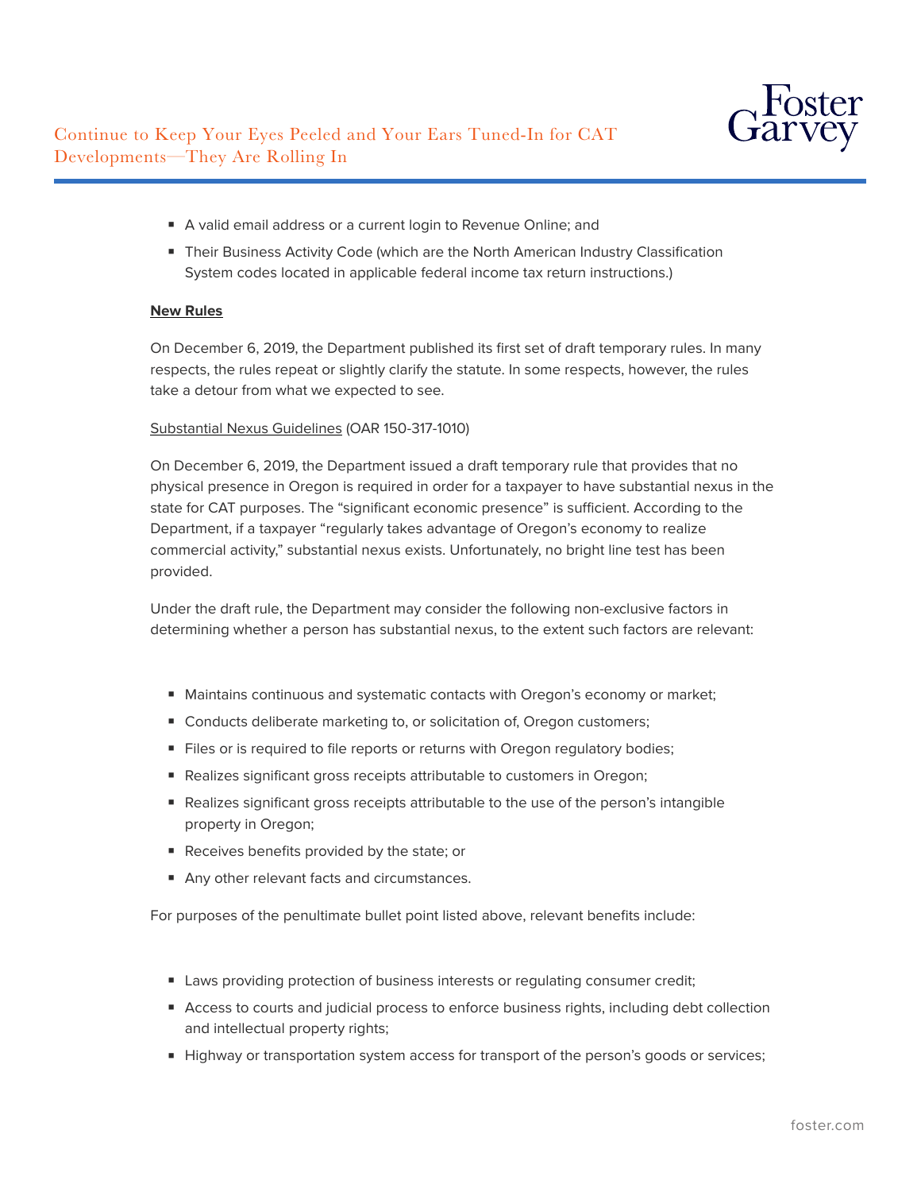- A valid email address or a current login to Revenue Online; and
- Their Business Activity Code (which are the North American Industry Classification System codes located in applicable federal income tax return instructions.)

**New Rules**

On December 6, 2019, the Department published its first set of draft temporary rules. In many respects, the rules repeat or slightly clarify the statute. In some respects, however, the rules take a detour from what we expected to see.

Substantial Nexus Guidelines (OAR 150-317-1010)

On December 6, 2019, the Department issued a draft temporary rule that provides that no physical presence in Oregon is required in order for a taxpayer to have substantial nexus in the state for CAT purposes. The "significant economic presence" is sufficient. According to the Department, if a taxpayer "regularly takes advantage of Oregon's economy to realize commercial activity," substantial nexus exists. Unfortunately, no bright line test has been provided.

Under the draft rule, the Department may consider the following non-exclusive factors in determining whether a person has substantial nexus, to the extent such factors are relevant:

- Maintains continuous and systematic contacts with Oregon's economy or market;
- Conducts deliberate marketing to, or solicitation of, Oregon customers;
- Files or is required to file reports or returns with Oregon regulatory bodies;
- Realizes significant gross receipts attributable to customers in Oregon;
- Realizes significant gross receipts attributable to the use of the person's intangible property in Oregon;
- Receives benefits provided by the state; or
- Any other relevant facts and circumstances.

For purposes of the penultimate bullet point listed above, relevant benefits include:

- Laws providing protection of business interests or regulating consumer credit;
- Access to courts and judicial process to enforce business rights, including debt collection and intellectual property rights;
- Highway or transportation system access for transport of the person's goods or services;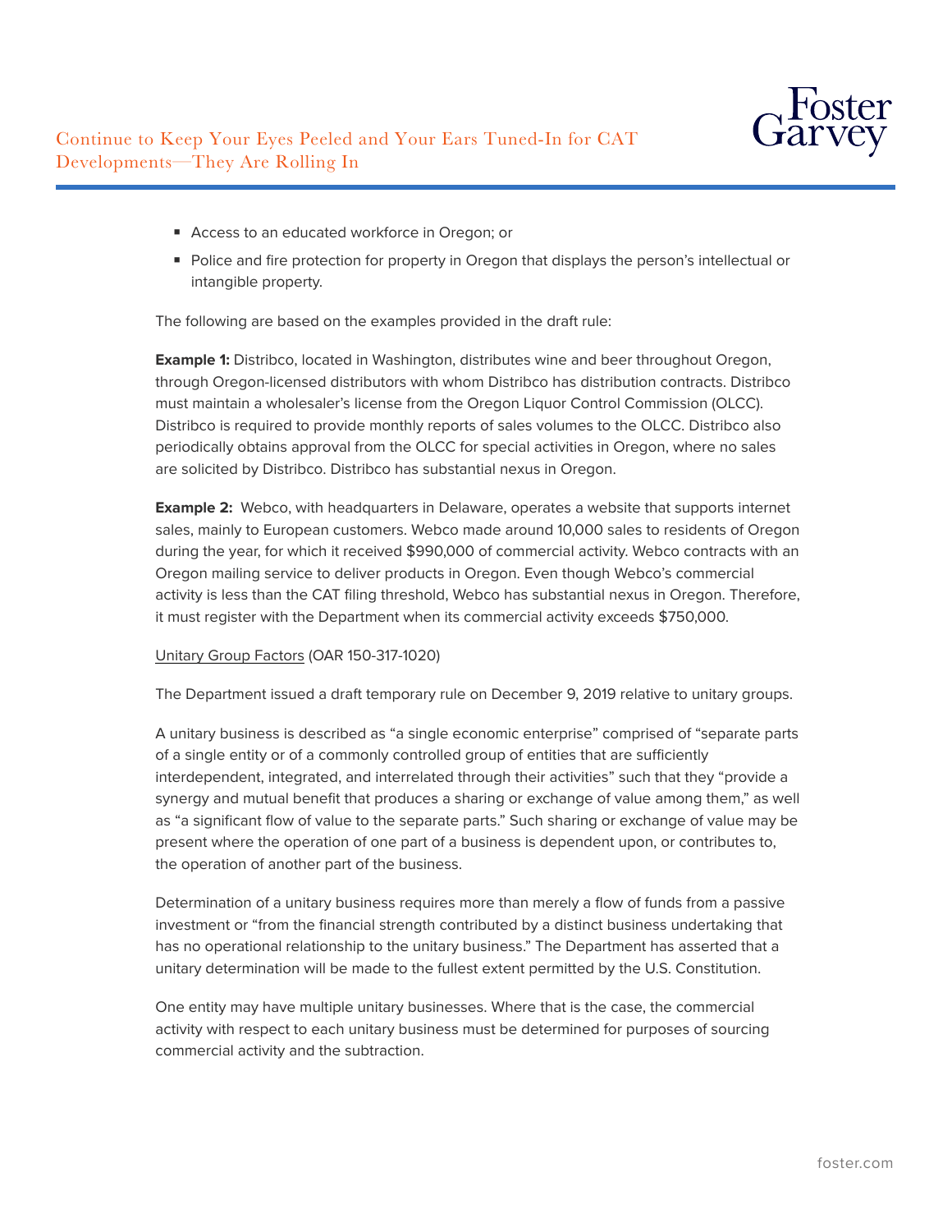- Access to an educated workforce in Oregon; or
- Police and fire protection for property in Oregon that displays the person's intellectual or intangible property.

The following are based on the examples provided in the draft rule:

**Example 1:** Distribco, located in Washington, distributes wine and beer throughout Oregon, through Oregon-licensed distributors with whom Distribco has distribution contracts. Distribco must maintain a wholesaler's license from the Oregon Liquor Control Commission (OLCC). Distribco is required to provide monthly reports of sales volumes to the OLCC. Distribco also periodically obtains approval from the OLCC for special activities in Oregon, where no sales are solicited by Distribco. Distribco has substantial nexus in Oregon.

**Example 2:** Webco, with headquarters in Delaware, operates a website that supports internet sales, mainly to European customers. Webco made around 10,000 sales to residents of Oregon during the year, for which it received $990,000 of commercial activity. Webco contracts with an Oregon mailing service to deliver products in Oregon. Even though Webco's commercial activity is less than the CAT filing threshold, Webco has substantial nexus in Oregon. Therefore, it must register with the Department when its commercial activity exceeds $750,000.

<u>Unitary Group Factors</u> (OAR 150-317-1020)

The Department issued a draft temporary rule on December 9, 2019 relative to unitary groups.

A unitary business is described as "a single economic enterprise" comprised of "separate parts of a single entity or of a commonly controlled group of entities that are sufficiently interdependent, integrated, and interrelated through their activities" such that they "provide a synergy and mutual benefit that produces a sharing or exchange of value among them," as well as "a significant flow of value to the separate parts." Such sharing or exchange of value may be present where the operation of one part of a business is dependent upon, or contributes to, the operation of another part of the business.

Determination of a unitary business requires more than merely a flow of funds from a passive investment or "from the financial strength contributed by a distinct business undertaking that has no operational relationship to the unitary business." The Department has asserted that a unitary determination will be made to the fullest extent permitted by the U.S. Constitution.

One entity may have multiple unitary businesses. Where that is the case, the commercial activity with respect to each unitary business must be determined for purposes of sourcing commercial activity and the subtraction.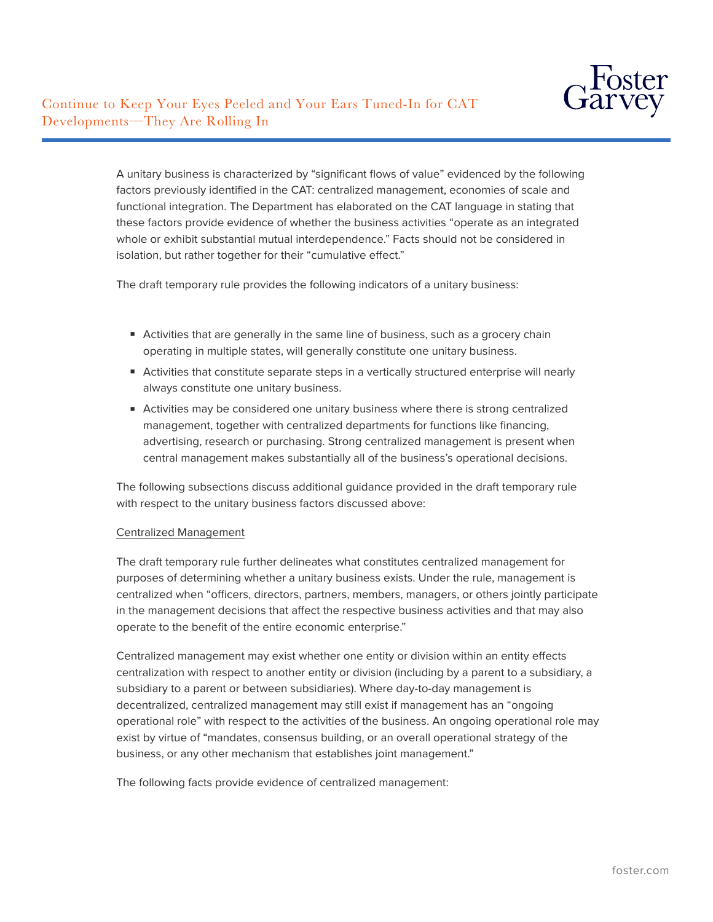A unitary business is characterized by "significant flows of value" evidenced by the following factors previously identified in the CAT: centralized management, economies of scale and functional integration. The Department has elaborated on the CAT language in stating that these factors provide evidence of whether the business activities "operate as an integrated whole or exhibit substantial mutual interdependence." Facts should not be considered in isolation, but rather together for their "cumulative effect."

The draft temporary rule provides the following indicators of a unitary business:

- Activities that are generally in the same line of business, such as a grocery chain operating in multiple states, will generally constitute one unitary business.
- Activities that constitute separate steps in a vertically structured enterprise will nearly always constitute one unitary business.
- Activities may be considered one unitary business where there is strong centralized management, together with centralized departments for functions like financing, advertising, research or purchasing. Strong centralized management is present when central management makes substantially all of the business's operational decisions.

The following subsections discuss additional guidance provided in the draft temporary rule with respect to the unitary business factors discussed above:

Centralized Management

The draft temporary rule further delineates what constitutes centralized management for purposes of determining whether a unitary business exists. Under the rule, management is centralized when "officers, directors, partners, members, managers, or others jointly participate in the management decisions that affect the respective business activities and that may also operate to the benefit of the entire economic enterprise."

Centralized management may exist whether one entity or division within an entity effects centralization with respect to another entity or division (including by a parent to a subsidiary, a subsidiary to a parent or between subsidiaries). Where day-to-day management is decentralized, centralized management may still exist if management has an "ongoing operational role" with respect to the activities of the business. An ongoing operational role may exist by virtue of "mandates, consensus building, or an overall operational strategy of the business, or any other mechanism that establishes joint management."

The following facts provide evidence of centralized management: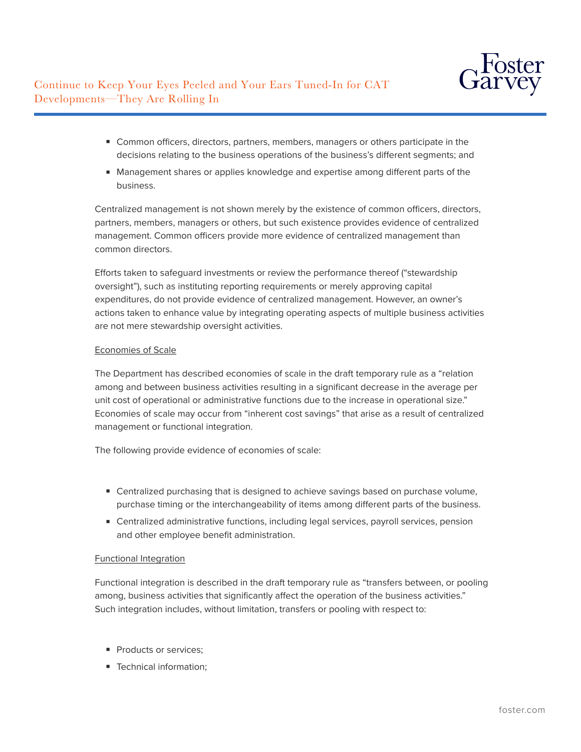- Common officers, directors, partners, members, managers or others participate in the decisions relating to the business operations of the business's different segments; and
- Management shares or applies knowledge and expertise among different parts of the business.

Centralized management is not shown merely by the existence of common officers, directors, partners, members, managers or others, but such existence provides evidence of centralized management. Common officers provide more evidence of centralized management than common directors.

Efforts taken to safeguard investments or review the performance thereof ("stewardship oversight"), such as instituting reporting requirements or merely approving capital expenditures, do not provide evidence of centralized management. However, an owner's actions taken to enhance value by integrating operating aspects of multiple business activities are not mere stewardship oversight activities.

<u>Economies of Scale</u>

The Department has described economies of scale in the draft temporary rule as a "relation among and between business activities resulting in a significant decrease in the average per unit cost of operational or administrative functions due to the increase in operational size." Economies of scale may occur from "inherent cost savings" that arise as a result of centralized management or functional integration.

The following provide evidence of economies of scale:

- Centralized purchasing that is designed to achieve savings based on purchase volume, purchase timing or the interchangeability of items among different parts of the business.
- Centralized administrative functions, including legal services, payroll services, pension and other employee benefit administration.

<u>Functional Integration</u>

Functional integration is described in the draft temporary rule as "transfers between, or pooling among, business activities that significantly affect the operation of the business activities." Such integration includes, without limitation, transfers or pooling with respect to:

- Products or services;
- Technical information;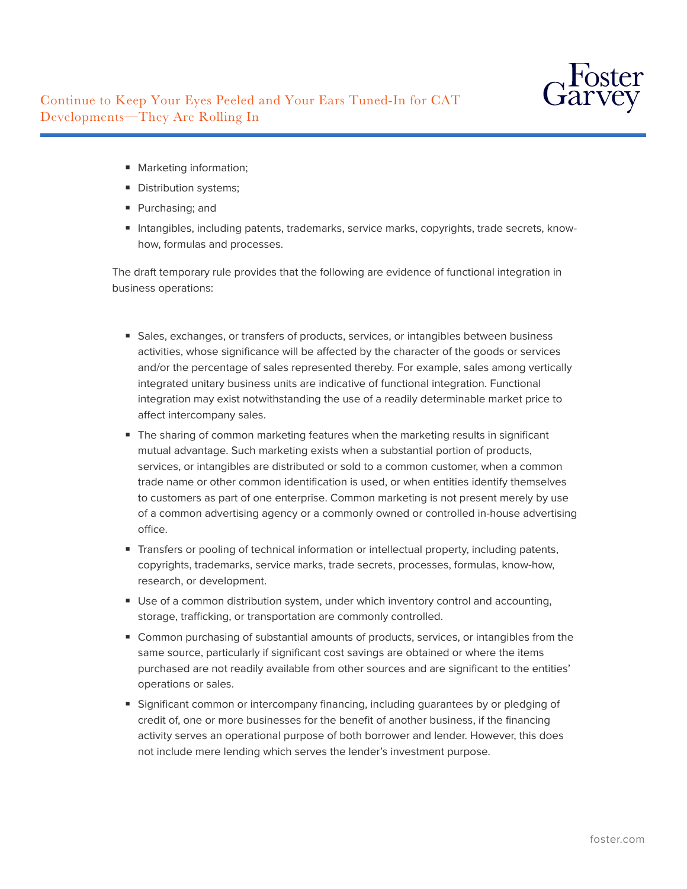- Marketing information;
- Distribution systems;
- Purchasing; and
- Intangibles, including patents, trademarks, service marks, copyrights, trade secrets, know-how, formulas and processes.

The draft temporary rule provides that the following are evidence of functional integration in business operations:

- Sales, exchanges, or transfers of products, services, or intangibles between business activities, whose significance will be affected by the character of the goods or services and/or the percentage of sales represented thereby. For example, sales among vertically integrated unitary business units are indicative of functional integration. Functional integration may exist notwithstanding the use of a readily determinable market price to affect intercompany sales.
- The sharing of common marketing features when the marketing results in significant mutual advantage. Such marketing exists when a substantial portion of products, services, or intangibles are distributed or sold to a common customer, when a common trade name or other common identification is used, or when entities identify themselves to customers as part of one enterprise. Common marketing is not present merely by use of a common advertising agency or a commonly owned or controlled in-house advertising office.
- Transfers or pooling of technical information or intellectual property, including patents, copyrights, trademarks, service marks, trade secrets, processes, formulas, know-how, research, or development.
- Use of a common distribution system, under which inventory control and accounting, storage, trafficking, or transportation are commonly controlled.
- Common purchasing of substantial amounts of products, services, or intangibles from the same source, particularly if significant cost savings are obtained or where the items purchased are not readily available from other sources and are significant to the entities' operations or sales.
- Significant common or intercompany financing, including guarantees by or pledging of credit of, one or more businesses for the benefit of another business, if the financing activity serves an operational purpose of both borrower and lender. However, this does not include mere lending which serves the lender's investment purpose.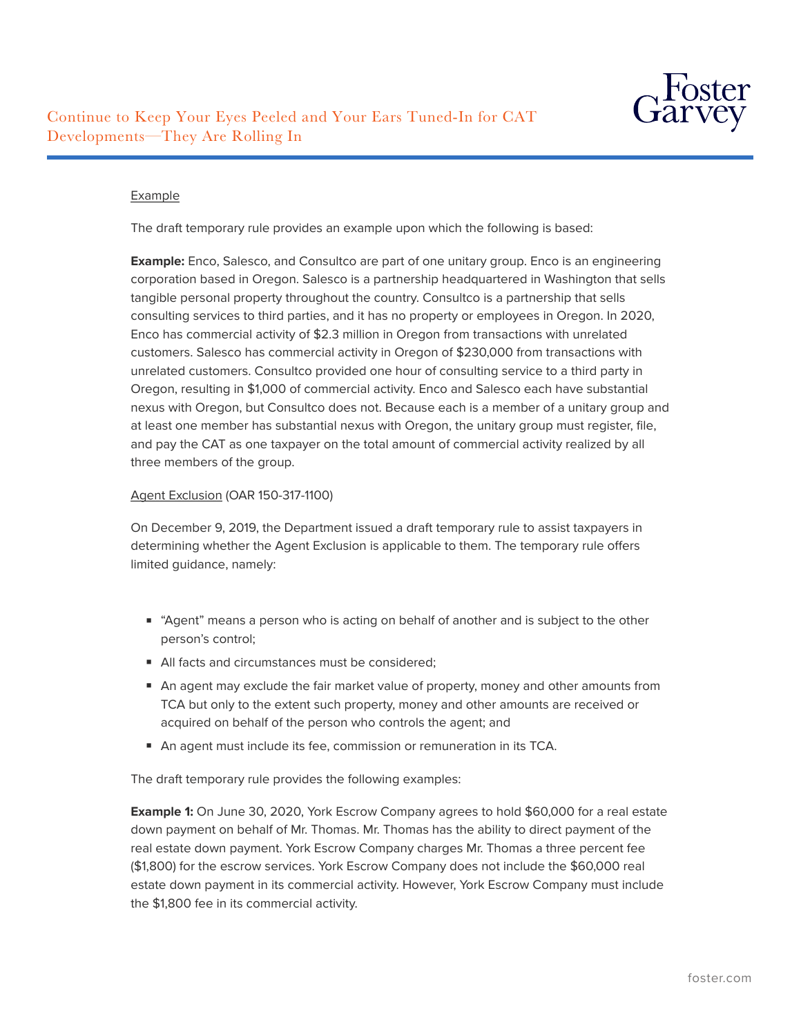Example

The draft temporary rule provides an example upon which the following is based:

**Example:** Enco, Salesco, and Consultco are part of one unitary group. Enco is an engineering corporation based in Oregon. Salesco is a partnership headquartered in Washington that sells tangible personal property throughout the country. Consultco is a partnership that sells consulting services to third parties, and it has no property or employees in Oregon. In 2020, Enco has commercial activity of $2.3 million in Oregon from transactions with unrelated customers. Salesco has commercial activity in Oregon of $230,000 from transactions with unrelated customers. Consultco provided one hour of consulting service to a third party in Oregon, resulting in $1,000 of commercial activity. Enco and Salesco each have substantial nexus with Oregon, but Consultco does not. Because each is a member of a unitary group and at least one member has substantial nexus with Oregon, the unitary group must register, file, and pay the CAT as one taxpayer on the total amount of commercial activity realized by all three members of the group.

Agent Exclusion (OAR 150-317-1100)

On December 9, 2019, the Department issued a draft temporary rule to assist taxpayers in determining whether the Agent Exclusion is applicable to them. The temporary rule offers limited guidance, namely:

- "Agent" means a person who is acting on behalf of another and is subject to the other person's control;
- All facts and circumstances must be considered;
- An agent may exclude the fair market value of property, money and other amounts from TCA but only to the extent such property, money and other amounts are received or acquired on behalf of the person who controls the agent; and
- An agent must include its fee, commission or remuneration in its TCA.

The draft temporary rule provides the following examples:

**Example 1:** On June 30, 2020, York Escrow Company agrees to hold $60,000 for a real estate down payment on behalf of Mr. Thomas. Mr. Thomas has the ability to direct payment of the real estate down payment. York Escrow Company charges Mr. Thomas a three percent fee ($1,800) for the escrow services. York Escrow Company does not include the $60,000 real estate down payment in its commercial activity. However, York Escrow Company must include the $1,800 fee in its commercial activity.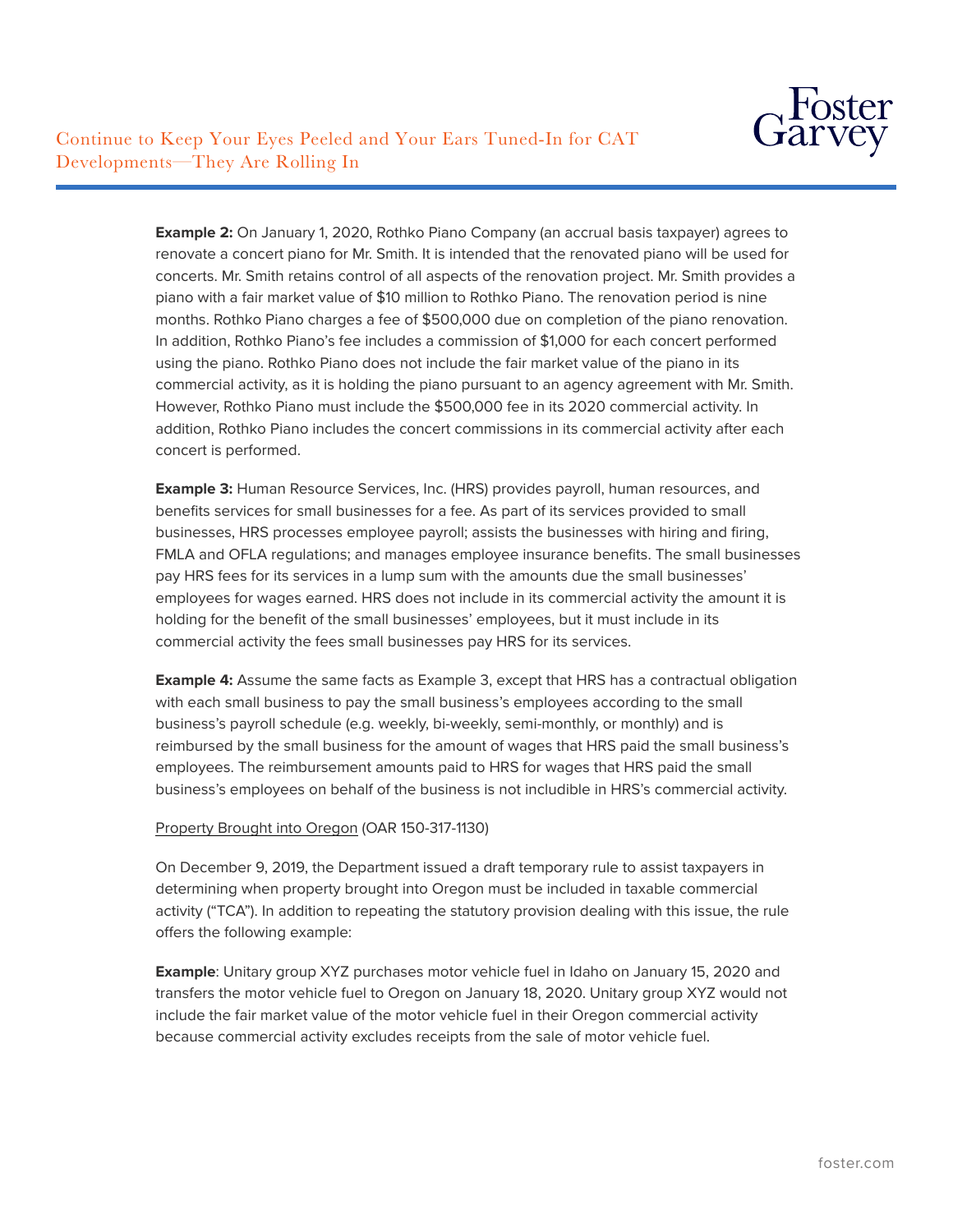**Example 2:** On January 1, 2020, Rothko Piano Company (an accrual basis taxpayer) agrees to renovate a concert piano for Mr. Smith. It is intended that the renovated piano will be used for concerts. Mr. Smith retains control of all aspects of the renovation project. Mr. Smith provides a piano with a fair market value of $10 million to Rothko Piano. The renovation period is nine months. Rothko Piano charges a fee of $500,000 due on completion of the piano renovation. In addition, Rothko Piano's fee includes a commission of $1,000 for each concert performed using the piano. Rothko Piano does not include the fair market value of the piano in its commercial activity, as it is holding the piano pursuant to an agency agreement with Mr. Smith. However, Rothko Piano must include the $500,000 fee in its 2020 commercial activity. In addition, Rothko Piano includes the concert commissions in its commercial activity after each concert is performed.

**Example 3:** Human Resource Services, Inc. (HRS) provides payroll, human resources, and benefits services for small businesses for a fee. As part of its services provided to small businesses, HRS processes employee payroll; assists the businesses with hiring and firing, FMLA and OFLA regulations; and manages employee insurance benefits. The small businesses pay HRS fees for its services in a lump sum with the amounts due the small businesses' employees for wages earned. HRS does not include in its commercial activity the amount it is holding for the benefit of the small businesses' employees, but it must include in its commercial activity the fees small businesses pay HRS for its services.

**Example 4:** Assume the same facts as Example 3, except that HRS has a contractual obligation with each small business to pay the small business's employees according to the small business's payroll schedule (e.g. weekly, bi-weekly, semi-monthly, or monthly) and is reimbursed by the small business for the amount of wages that HRS paid the small business's employees. The reimbursement amounts paid to HRS for wages that HRS paid the small business's employees on behalf of the business is not includible in HRS's commercial activity.

Property Brought into Oregon (OAR 150-317-1130)

On December 9, 2019, the Department issued a draft temporary rule to assist taxpayers in determining when property brought into Oregon must be included in taxable commercial activity ("TCA"). In addition to repeating the statutory provision dealing with this issue, the rule offers the following example:

**Example**: Unitary group XYZ purchases motor vehicle fuel in Idaho on January 15, 2020 and transfers the motor vehicle fuel to Oregon on January 18, 2020. Unitary group XYZ would not include the fair market value of the motor vehicle fuel in their Oregon commercial activity because commercial activity excludes receipts from the sale of motor vehicle fuel.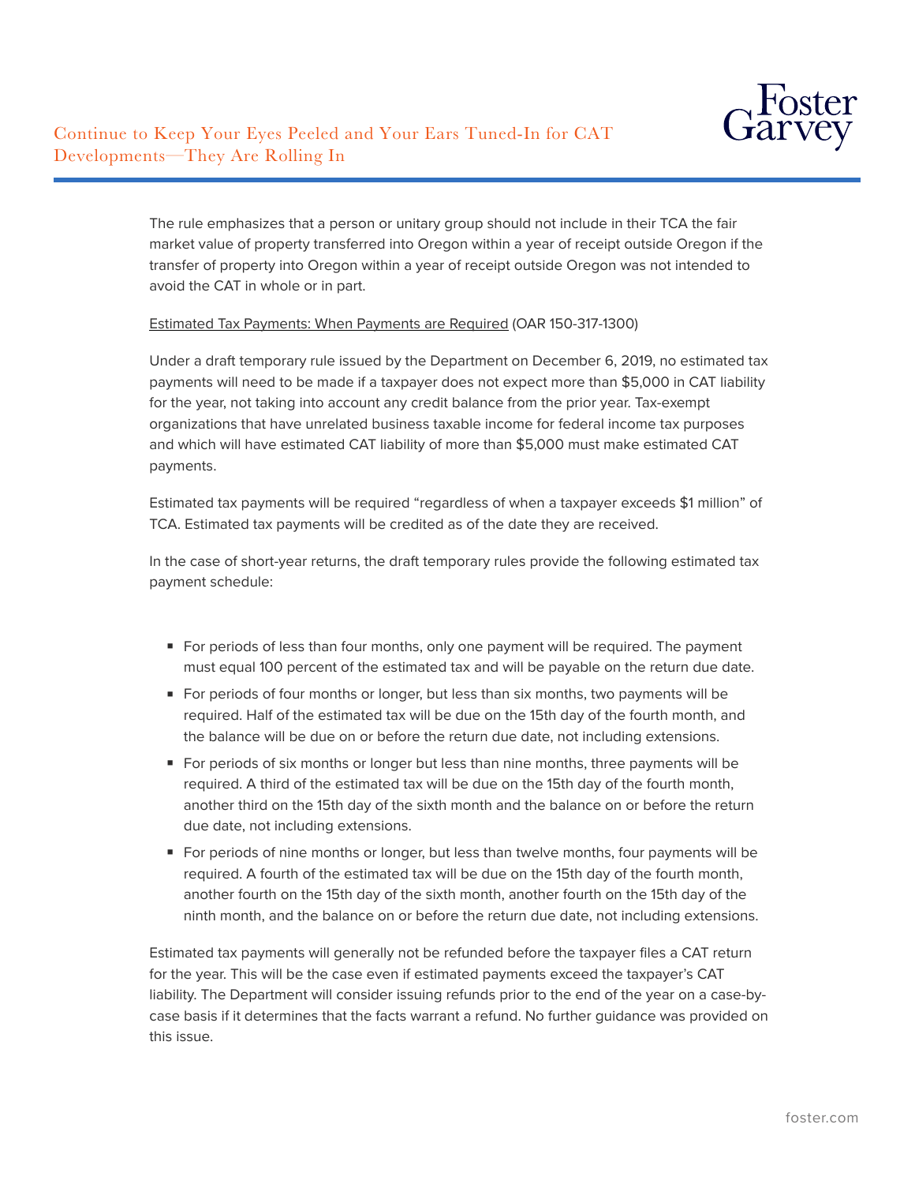The rule emphasizes that a person or unitary group should not include in their TCA the fair market value of property transferred into Oregon within a year of receipt outside Oregon if the transfer of property into Oregon within a year of receipt outside Oregon was not intended to avoid the CAT in whole or in part.

<u>Estimated Tax Payments: When Payments are Required</u> (OAR 150-317-1300)

Under a draft temporary rule issued by the Department on December 6, 2019, no estimated tax payments will need to be made if a taxpayer does not expect more than $5,000 in CAT liability for the year, not taking into account any credit balance from the prior year. Tax-exempt organizations that have unrelated business taxable income for federal income tax purposes and which will have estimated CAT liability of more than $5,000 must make estimated CAT payments.

Estimated tax payments will be required "regardless of when a taxpayer exceeds $1 million" of TCA. Estimated tax payments will be credited as of the date they are received.

In the case of short-year returns, the draft temporary rules provide the following estimated tax payment schedule:

- For periods of less than four months, only one payment will be required. The payment must equal 100 percent of the estimated tax and will be payable on the return due date.
- For periods of four months or longer, but less than six months, two payments will be required. Half of the estimated tax will be due on the 15th day of the fourth month, and the balance will be due on or before the return due date, not including extensions.
- For periods of six months or longer but less than nine months, three payments will be required. A third of the estimated tax will be due on the 15th day of the fourth month, another third on the 15th day of the sixth month and the balance on or before the return due date, not including extensions.
- For periods of nine months or longer, but less than twelve months, four payments will be required. A fourth of the estimated tax will be due on the 15th day of the fourth month, another fourth on the 15th day of the sixth month, another fourth on the 15th day of the ninth month, and the balance on or before the return due date, not including extensions.

Estimated tax payments will generally not be refunded before the taxpayer files a CAT return for the year. This will be the case even if estimated payments exceed the taxpayer's CAT liability. The Department will consider issuing refunds prior to the end of the year on a case-by-case basis if it determines that the facts warrant a refund. No further guidance was provided on this issue.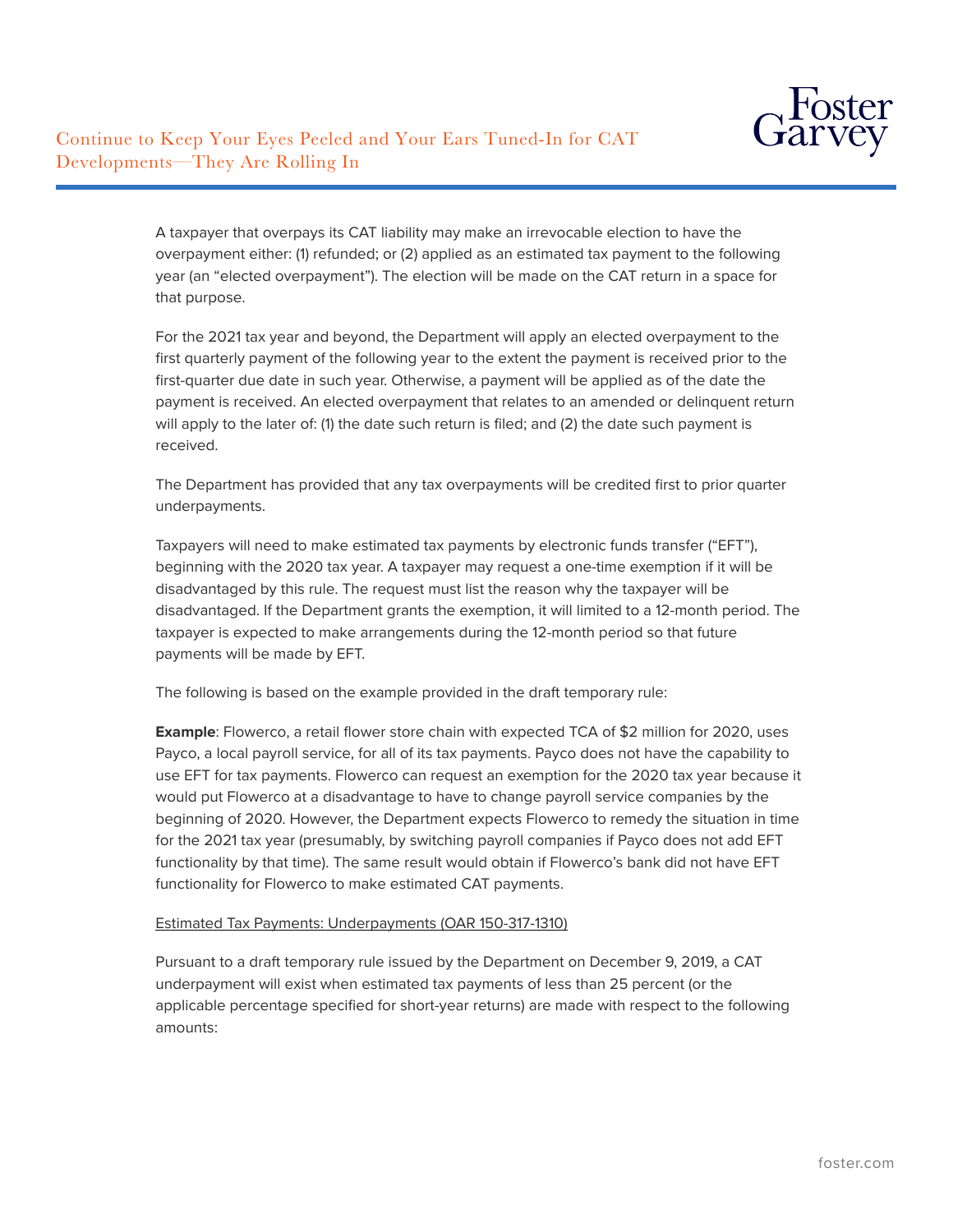A taxpayer that overpays its CAT liability may make an irrevocable election to have the overpayment either: (1) refunded; or (2) applied as an estimated tax payment to the following year (an "elected overpayment"). The election will be made on the CAT return in a space for that purpose.

For the 2021 tax year and beyond, the Department will apply an elected overpayment to the first quarterly payment of the following year to the extent the payment is received prior to the first-quarter due date in such year. Otherwise, a payment will be applied as of the date the payment is received. An elected overpayment that relates to an amended or delinquent return will apply to the later of: (1) the date such return is filed; and (2) the date such payment is received.

The Department has provided that any tax overpayments will be credited first to prior quarter underpayments.

Taxpayers will need to make estimated tax payments by electronic funds transfer ("EFT"), beginning with the 2020 tax year. A taxpayer may request a one-time exemption if it will be disadvantaged by this rule. The request must list the reason why the taxpayer will be disadvantaged. If the Department grants the exemption, it will limited to a 12-month period. The taxpayer is expected to make arrangements during the 12-month period so that future payments will be made by EFT.

The following is based on the example provided in the draft temporary rule:

**Example**: Flowerco, a retail flower store chain with expected TCA of $2 million for 2020, uses Payco, a local payroll service, for all of its tax payments. Payco does not have the capability to use EFT for tax payments. Flowerco can request an exemption for the 2020 tax year because it would put Flowerco at a disadvantage to have to change payroll service companies by the beginning of 2020. However, the Department expects Flowerco to remedy the situation in time for the 2021 tax year (presumably, by switching payroll companies if Payco does not add EFT functionality by that time). The same result would obtain if Flowerco's bank did not have EFT functionality for Flowerco to make estimated CAT payments.

Estimated Tax Payments: Underpayments (OAR 150-317-1310)

Pursuant to a draft temporary rule issued by the Department on December 9, 2019, a CAT underpayment will exist when estimated tax payments of less than 25 percent (or the applicable percentage specified for short-year returns) are made with respect to the following amounts: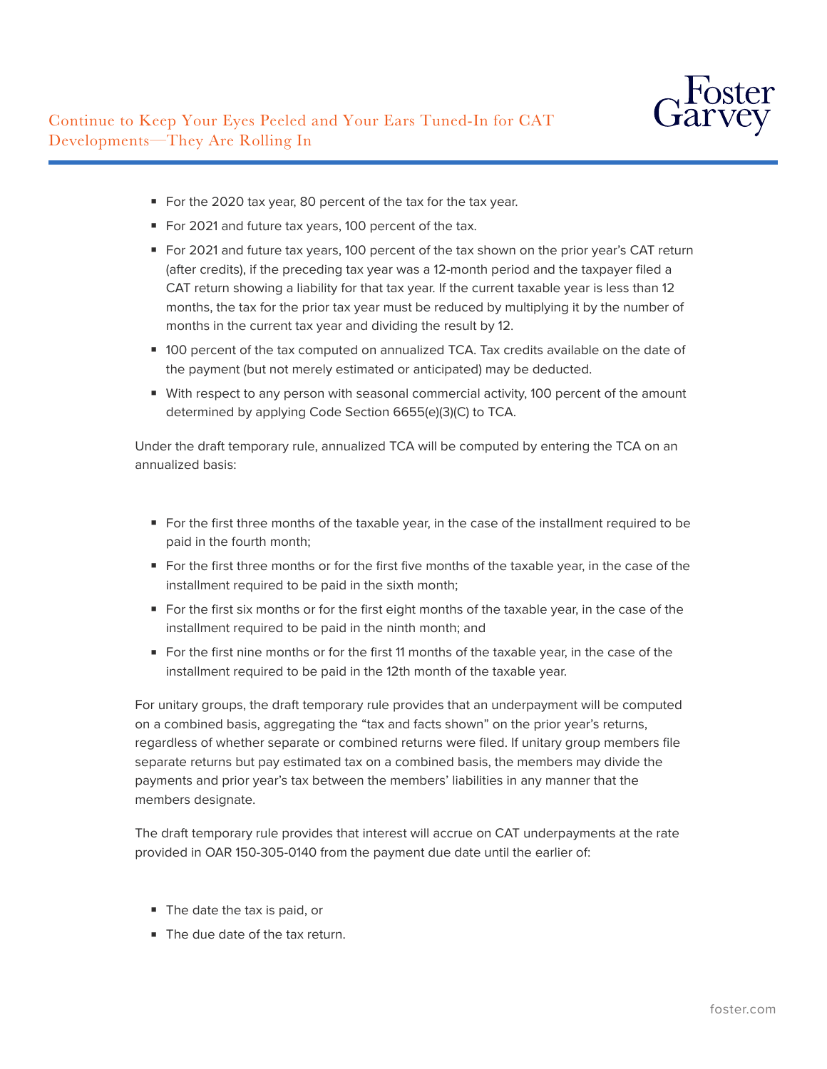- For the 2020 tax year, 80 percent of the tax for the tax year.
- For 2021 and future tax years, 100 percent of the tax.
- For 2021 and future tax years, 100 percent of the tax shown on the prior year's CAT return (after credits), if the preceding tax year was a 12-month period and the taxpayer filed a CAT return showing a liability for that tax year. If the current taxable year is less than 12 months, the tax for the prior tax year must be reduced by multiplying it by the number of months in the current tax year and dividing the result by 12.
- 100 percent of the tax computed on annualized TCA. Tax credits available on the date of the payment (but not merely estimated or anticipated) may be deducted.
- With respect to any person with seasonal commercial activity, 100 percent of the amount determined by applying Code Section 6655(e)(3)(C) to TCA.

Under the draft temporary rule, annualized TCA will be computed by entering the TCA on an annualized basis:

- For the first three months of the taxable year, in the case of the installment required to be paid in the fourth month;
- For the first three months or for the first five months of the taxable year, in the case of the installment required to be paid in the sixth month;
- For the first six months or for the first eight months of the taxable year, in the case of the installment required to be paid in the ninth month; and
- For the first nine months or for the first 11 months of the taxable year, in the case of the installment required to be paid in the 12th month of the taxable year.

For unitary groups, the draft temporary rule provides that an underpayment will be computed on a combined basis, aggregating the "tax and facts shown" on the prior year's returns, regardless of whether separate or combined returns were filed. If unitary group members file separate returns but pay estimated tax on a combined basis, the members may divide the payments and prior year's tax between the members' liabilities in any manner that the members designate.

The draft temporary rule provides that interest will accrue on CAT underpayments at the rate provided in OAR 150-305-0140 from the payment due date until the earlier of:

- The date the tax is paid, or
- The due date of the tax return.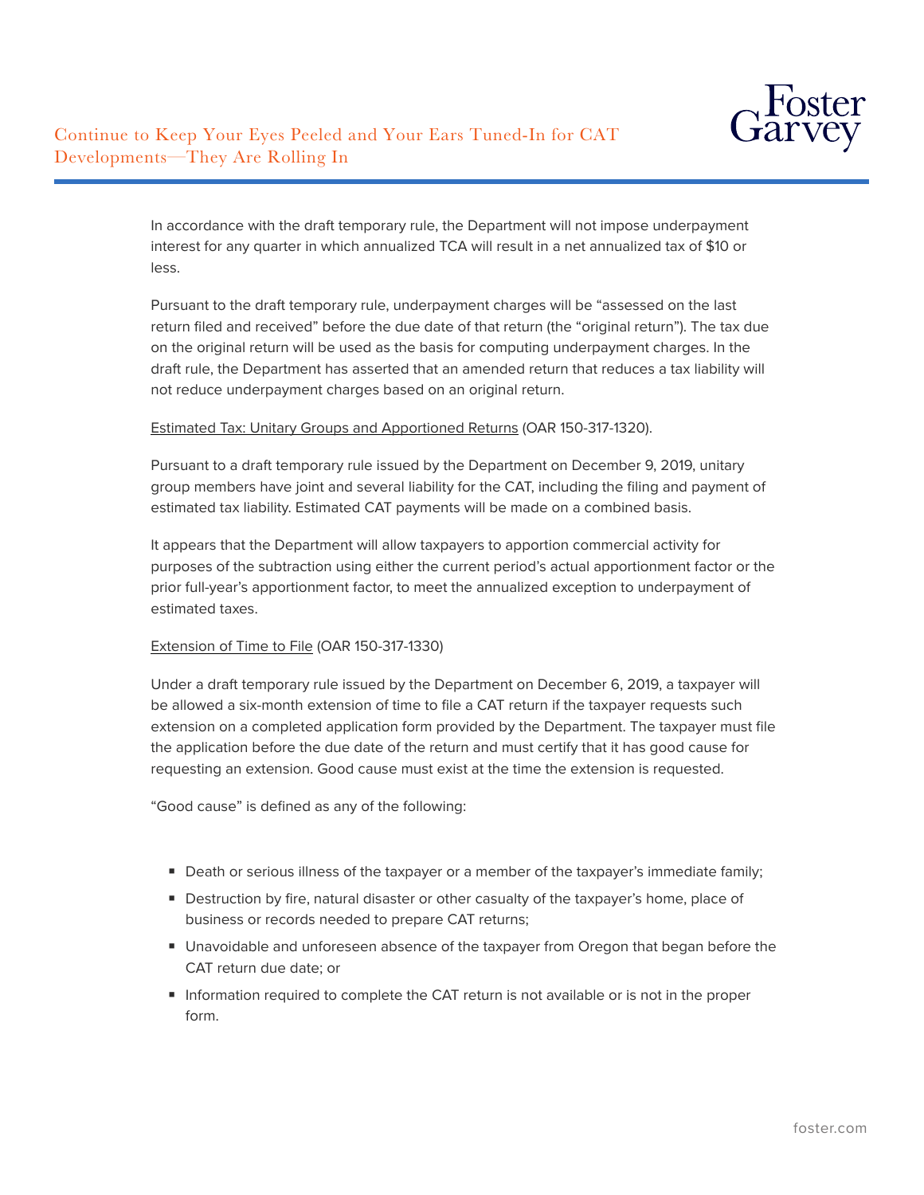In accordance with the draft temporary rule, the Department will not impose underpayment interest for any quarter in which annualized TCA will result in a net annualized tax of $10 or less.

Pursuant to the draft temporary rule, underpayment charges will be "assessed on the last return filed and received" before the due date of that return (the "original return"). The tax due on the original return will be used as the basis for computing underpayment charges. In the draft rule, the Department has asserted that an amended return that reduces a tax liability will not reduce underpayment charges based on an original return.

Estimated Tax: Unitary Groups and Apportioned Returns (OAR 150-317-1320).

Pursuant to a draft temporary rule issued by the Department on December 9, 2019, unitary group members have joint and several liability for the CAT, including the filing and payment of estimated tax liability. Estimated CAT payments will be made on a combined basis.

It appears that the Department will allow taxpayers to apportion commercial activity for purposes of the subtraction using either the current period's actual apportionment factor or the prior full-year's apportionment factor, to meet the annualized exception to underpayment of estimated taxes.

Extension of Time to File (OAR 150-317-1330)

Under a draft temporary rule issued by the Department on December 6, 2019, a taxpayer will be allowed a six-month extension of time to file a CAT return if the taxpayer requests such extension on a completed application form provided by the Department. The taxpayer must file the application before the due date of the return and must certify that it has good cause for requesting an extension. Good cause must exist at the time the extension is requested.

"Good cause" is defined as any of the following:

- Death or serious illness of the taxpayer or a member of the taxpayer's immediate family;
- Destruction by fire, natural disaster or other casualty of the taxpayer's home, place of business or records needed to prepare CAT returns;
- Unavoidable and unforeseen absence of the taxpayer from Oregon that began before the CAT return due date; or
- Information required to complete the CAT return is not available or is not in the proper form.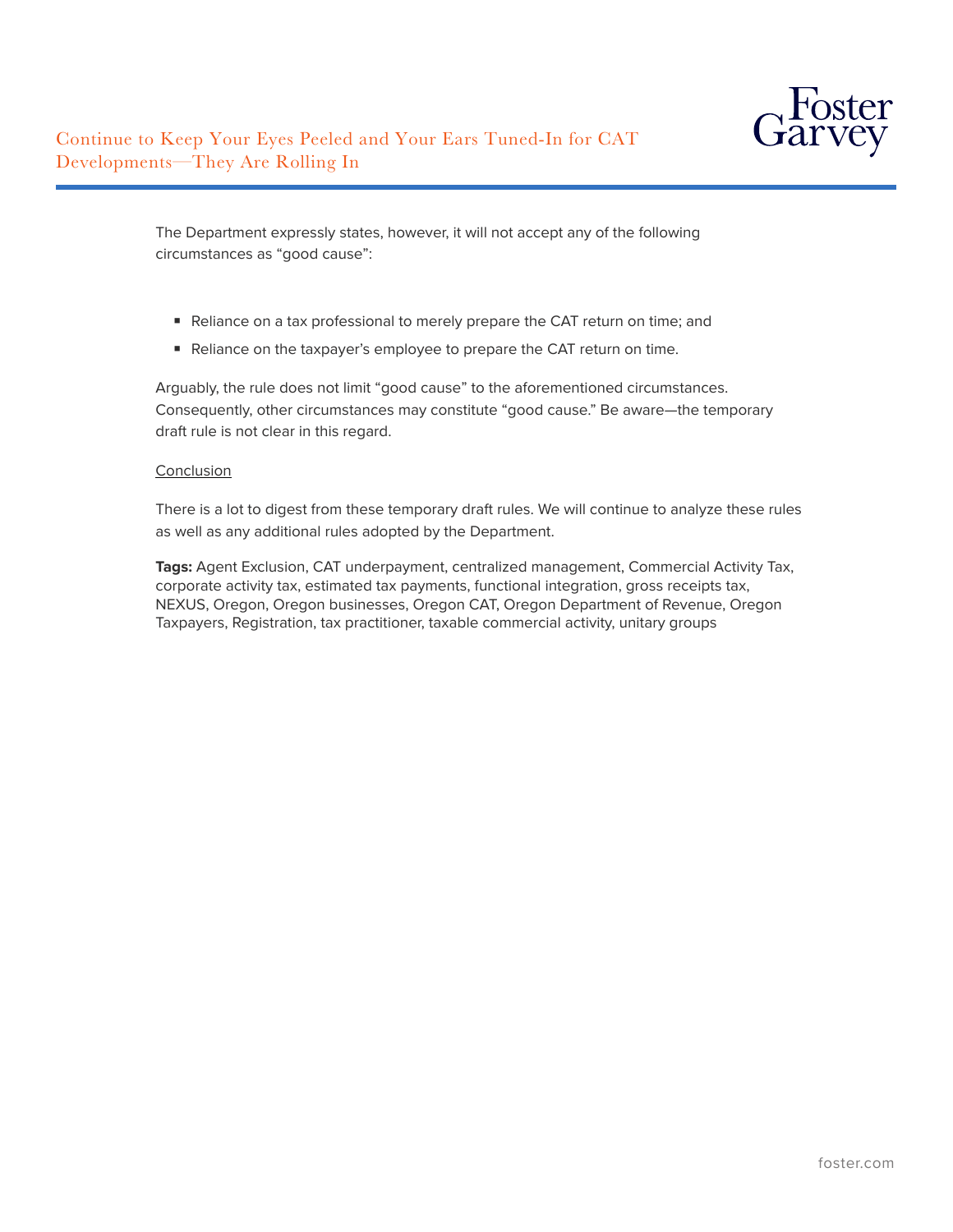The Department expressly states, however, it will not accept any of the following circumstances as "good cause":

- Reliance on a tax professional to merely prepare the CAT return on time; and
- Reliance on the taxpayer's employee to prepare the CAT return on time.

Arguably, the rule does not limit "good cause" to the aforementioned circumstances. Consequently, other circumstances may constitute "good cause." Be aware—the temporary draft rule is not clear in this regard.

<u>Conclusion</u>

There is a lot to digest from these temporary draft rules. We will continue to analyze these rules as well as any additional rules adopted by the Department.

**Tags:** Agent Exclusion, CAT underpayment, centralized management, Commercial Activity Tax, corporate activity tax, estimated tax payments, functional integration, gross receipts tax, NEXUS, Oregon, Oregon businesses, Oregon CAT, Oregon Department of Revenue, Oregon Taxpayers, Registration, tax practitioner, taxable commercial activity, unitary groups